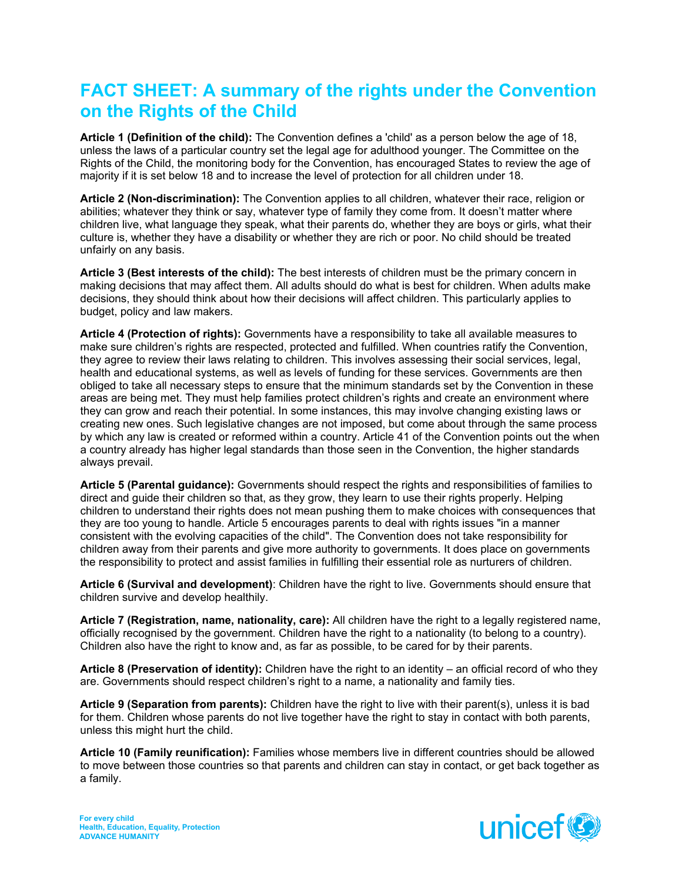# FACT SHEET: A summary of the rights under the Convention on the Rights of the Child

**Article 1 (Definition of the child):** The Convention defines a 'child' as a person below the age of 18, unless the laws of a particular country set the legal age for adulthood younger. The Committee on the Rights of the Child, the monitoring body for the Convention, has encouraged States to review the age of majority if it is set below 18 and to increase the level of protection for all children under 18.

**Article 2 (Non-discrimination):** The Convention applies to all children, whatever their race, religion or abilities; whatever they think or say, whatever type of family they come from. It doesn't matter where children live, what language they speak, what their parents do, whether they are boys or girls, what their culture is, whether they have a disability or whether they are rich or poor. No child should be treated unfairly on any basis.

**Article 3 (Best interests of the child):** The best interests of children must be the primary concern in making decisions that may affect them. All adults should do what is best for children. When adults make decisions, they should think about how their decisions will affect children. This particularly applies to budget, policy and law makers.

**Article 4 (Protection of rights):** Governments have a responsibility to take all available measures to make sure children's rights are respected, protected and fulfilled. When countries ratify the Convention, they agree to review their laws relating to children. This involves assessing their social services, legal, health and educational systems, as well as levels of funding for these services. Governments are then obliged to take all necessary steps to ensure that the minimum standards set by the Convention in these areas are being met. They must help families protect children's rights and create an environment where they can grow and reach their potential. In some instances, this may involve changing existing laws or creating new ones. Such legislative changes are not imposed, but come about through the same process by which any law is created or reformed within a country. Article 41 of the Convention points out the when a country already has higher legal standards than those seen in the Convention, the higher standards always prevail.

**Article 5 (Parental guidance):** Governments should respect the rights and responsibilities of families to direct and guide their children so that, as they grow, they learn to use their rights properly. Helping children to understand their rights does not mean pushing them to make choices with consequences that they are too young to handle. Article 5 encourages parents to deal with rights issues "in a manner consistent with the evolving capacities of the child". The Convention does not take responsibility for children away from their parents and give more authority to governments. It does place on governments the responsibility to protect and assist families in fulfilling their essential role as nurturers of children.

**Article 6 (Survival and development)**: Children have the right to live. Governments should ensure that children survive and develop healthily.

**Article 7 (Registration, name, nationality, care):** All children have the right to a legally registered name, officially recognised by the government. Children have the right to a nationality (to belong to a country). Children also have the right to know and, as far as possible, to be cared for by their parents.

**Article 8 (Preservation of identity):** Children have the right to an identity – an official record of who they are. Governments should respect children's right to a name, a nationality and family ties.

**Article 9 (Separation from parents):** Children have the right to live with their parent(s), unless it is bad for them. Children whose parents do not live together have the right to stay in contact with both parents, unless this might hurt the child.

**Article 10 (Family reunification):** Families whose members live in different countries should be allowed to move between those countries so that parents and children can stay in contact, or get back together as a family.

**For every child**
**Health, Education, Equality, Protection**
**ADVANCE HUMANITY**

unicef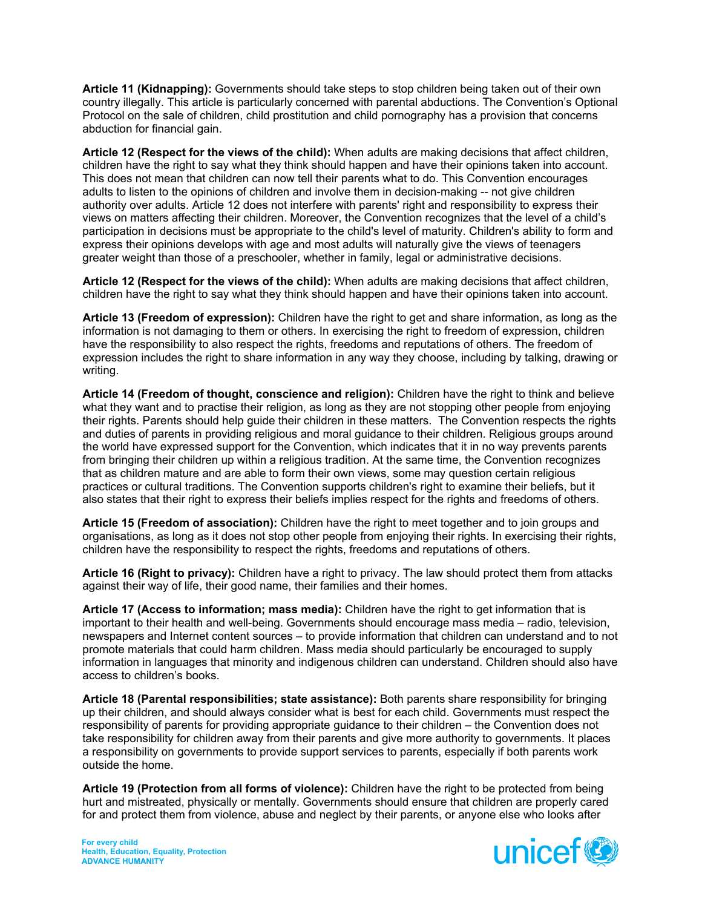**Article 11 (Kidnapping):** Governments should take steps to stop children being taken out of their own country illegally. This article is particularly concerned with parental abductions. The Convention's Optional Protocol on the sale of children, child prostitution and child pornography has a provision that concerns abduction for financial gain.

**Article 12 (Respect for the views of the child):** When adults are making decisions that affect children, children have the right to say what they think should happen and have their opinions taken into account. This does not mean that children can now tell their parents what to do. This Convention encourages adults to listen to the opinions of children and involve them in decision-making -- not give children authority over adults. Article 12 does not interfere with parents' right and responsibility to express their views on matters affecting their children. Moreover, the Convention recognizes that the level of a child's participation in decisions must be appropriate to the child's level of maturity. Children's ability to form and express their opinions develops with age and most adults will naturally give the views of teenagers greater weight than those of a preschooler, whether in family, legal or administrative decisions.

**Article 12 (Respect for the views of the child):** When adults are making decisions that affect children, children have the right to say what they think should happen and have their opinions taken into account.

**Article 13 (Freedom of expression):** Children have the right to get and share information, as long as the information is not damaging to them or others. In exercising the right to freedom of expression, children have the responsibility to also respect the rights, freedoms and reputations of others. The freedom of expression includes the right to share information in any way they choose, including by talking, drawing or writing.

**Article 14 (Freedom of thought, conscience and religion):** Children have the right to think and believe what they want and to practise their religion, as long as they are not stopping other people from enjoying their rights. Parents should help guide their children in these matters. The Convention respects the rights and duties of parents in providing religious and moral guidance to their children. Religious groups around the world have expressed support for the Convention, which indicates that it in no way prevents parents from bringing their children up within a religious tradition. At the same time, the Convention recognizes that as children mature and are able to form their own views, some may question certain religious practices or cultural traditions. The Convention supports children's right to examine their beliefs, but it also states that their right to express their beliefs implies respect for the rights and freedoms of others.

**Article 15 (Freedom of association):** Children have the right to meet together and to join groups and organisations, as long as it does not stop other people from enjoying their rights. In exercising their rights, children have the responsibility to respect the rights, freedoms and reputations of others.

**Article 16 (Right to privacy):** Children have a right to privacy. The law should protect them from attacks against their way of life, their good name, their families and their homes.

**Article 17 (Access to information; mass media):** Children have the right to get information that is important to their health and well-being. Governments should encourage mass media – radio, television, newspapers and Internet content sources – to provide information that children can understand and to not promote materials that could harm children. Mass media should particularly be encouraged to supply information in languages that minority and indigenous children can understand. Children should also have access to children's books.

**Article 18 (Parental responsibilities; state assistance):** Both parents share responsibility for bringing up their children, and should always consider what is best for each child. Governments must respect the responsibility of parents for providing appropriate guidance to their children – the Convention does not take responsibility for children away from their parents and give more authority to governments. It places a responsibility on governments to provide support services to parents, especially if both parents work outside the home.

**Article 19 (Protection from all forms of violence):** Children have the right to be protected from being hurt and mistreated, physically or mentally. Governments should ensure that children are properly cared for and protect them from violence, abuse and neglect by their parents, or anyone else who looks after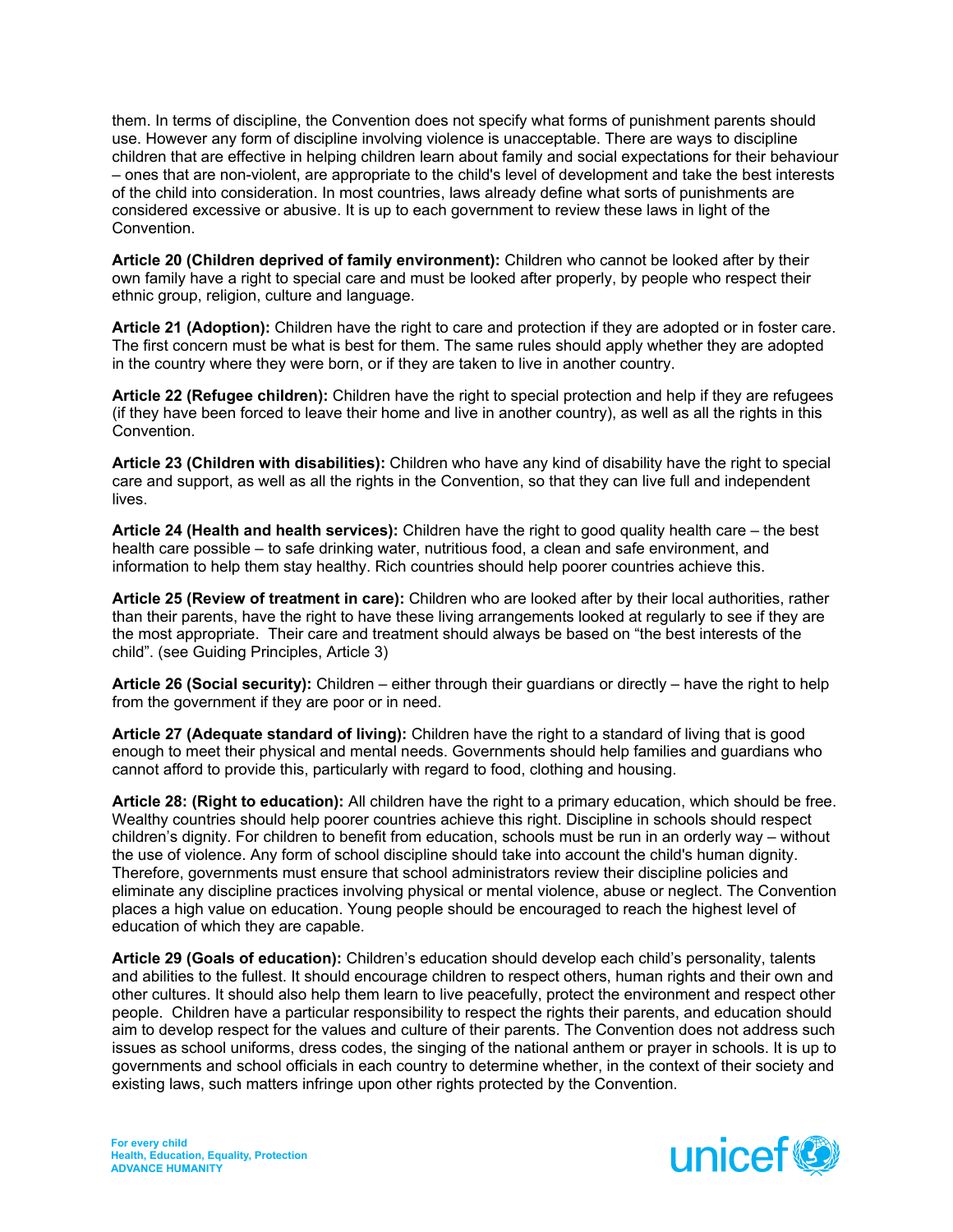them. In terms of discipline, the Convention does not specify what forms of punishment parents should use. However any form of discipline involving violence is unacceptable. There are ways to discipline children that are effective in helping children learn about family and social expectations for their behaviour – ones that are non-violent, are appropriate to the child's level of development and take the best interests of the child into consideration. In most countries, laws already define what sorts of punishments are considered excessive or abusive. It is up to each government to review these laws in light of the Convention.

**Article 20 (Children deprived of family environment):** Children who cannot be looked after by their own family have a right to special care and must be looked after properly, by people who respect their ethnic group, religion, culture and language.

**Article 21 (Adoption):** Children have the right to care and protection if they are adopted or in foster care. The first concern must be what is best for them. The same rules should apply whether they are adopted in the country where they were born, or if they are taken to live in another country.

**Article 22 (Refugee children):** Children have the right to special protection and help if they are refugees (if they have been forced to leave their home and live in another country), as well as all the rights in this Convention.

**Article 23 (Children with disabilities):** Children who have any kind of disability have the right to special care and support, as well as all the rights in the Convention, so that they can live full and independent lives.

**Article 24 (Health and health services):** Children have the right to good quality health care – the best health care possible – to safe drinking water, nutritious food, a clean and safe environment, and information to help them stay healthy. Rich countries should help poorer countries achieve this.

**Article 25 (Review of treatment in care):** Children who are looked after by their local authorities, rather than their parents, have the right to have these living arrangements looked at regularly to see if they are the most appropriate. Their care and treatment should always be based on "the best interests of the child". (see Guiding Principles, Article 3)

**Article 26 (Social security):** Children – either through their guardians or directly – have the right to help from the government if they are poor or in need.

**Article 27 (Adequate standard of living):** Children have the right to a standard of living that is good enough to meet their physical and mental needs. Governments should help families and guardians who cannot afford to provide this, particularly with regard to food, clothing and housing.

**Article 28: (Right to education):** All children have the right to a primary education, which should be free. Wealthy countries should help poorer countries achieve this right. Discipline in schools should respect children's dignity. For children to benefit from education, schools must be run in an orderly way – without the use of violence. Any form of school discipline should take into account the child's human dignity. Therefore, governments must ensure that school administrators review their discipline policies and eliminate any discipline practices involving physical or mental violence, abuse or neglect. The Convention places a high value on education. Young people should be encouraged to reach the highest level of education of which they are capable.

**Article 29 (Goals of education):** Children's education should develop each child's personality, talents and abilities to the fullest. It should encourage children to respect others, human rights and their own and other cultures. It should also help them learn to live peacefully, protect the environment and respect other people. Children have a particular responsibility to respect the rights their parents, and education should aim to develop respect for the values and culture of their parents. The Convention does not address such issues as school uniforms, dress codes, the singing of the national anthem or prayer in schools. It is up to governments and school officials in each country to determine whether, in the context of their society and existing laws, such matters infringe upon other rights protected by the Convention.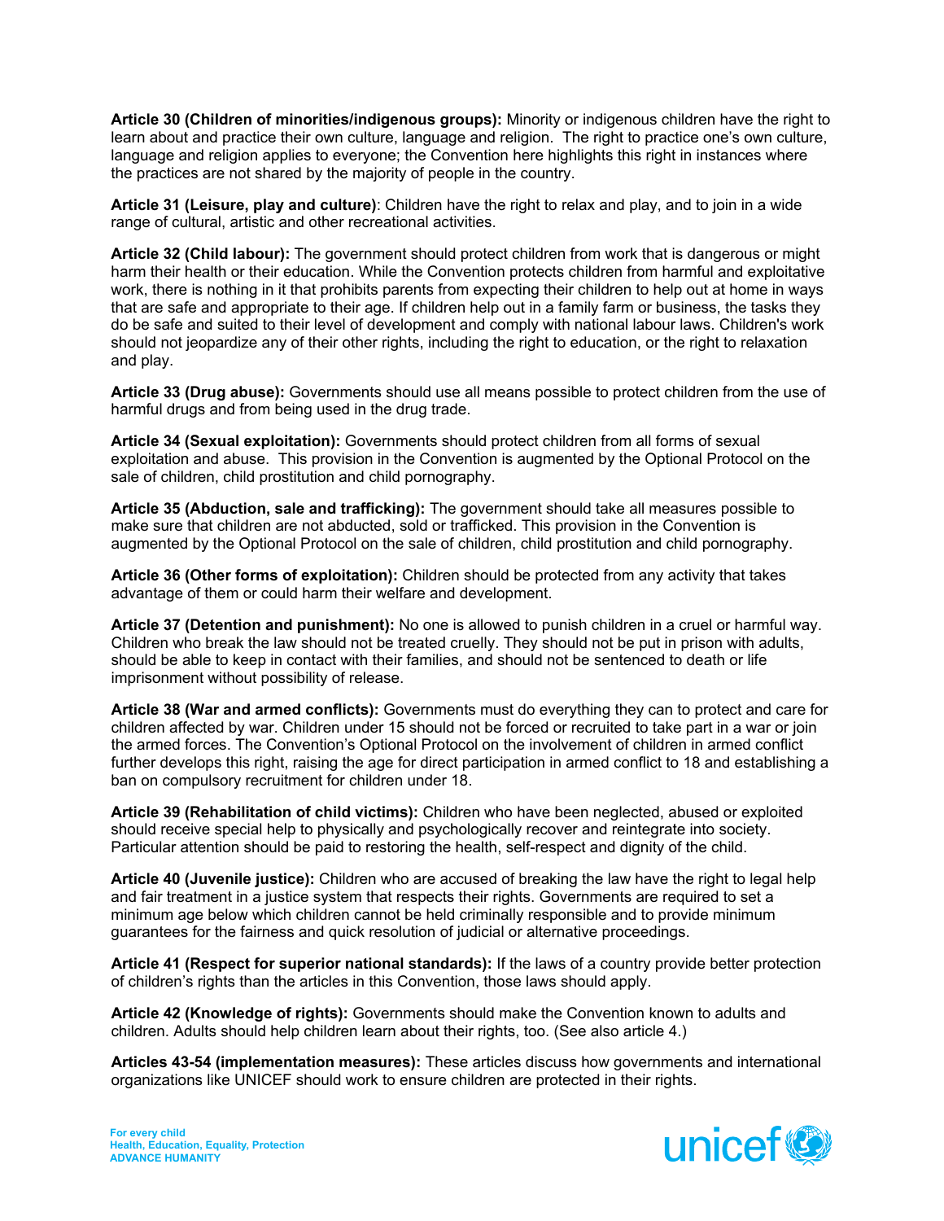**Article 30 (Children of minorities/indigenous groups):** Minority or indigenous children have the right to learn about and practice their own culture, language and religion. The right to practice one's own culture, language and religion applies to everyone; the Convention here highlights this right in instances where the practices are not shared by the majority of people in the country.

**Article 31 (Leisure, play and culture)**: Children have the right to relax and play, and to join in a wide range of cultural, artistic and other recreational activities.

**Article 32 (Child labour):** The government should protect children from work that is dangerous or might harm their health or their education. While the Convention protects children from harmful and exploitative work, there is nothing in it that prohibits parents from expecting their children to help out at home in ways that are safe and appropriate to their age. If children help out in a family farm or business, the tasks they do be safe and suited to their level of development and comply with national labour laws. Children's work should not jeopardize any of their other rights, including the right to education, or the right to relaxation and play.

**Article 33 (Drug abuse):** Governments should use all means possible to protect children from the use of harmful drugs and from being used in the drug trade.

**Article 34 (Sexual exploitation):** Governments should protect children from all forms of sexual exploitation and abuse. This provision in the Convention is augmented by the Optional Protocol on the sale of children, child prostitution and child pornography.

**Article 35 (Abduction, sale and trafficking):** The government should take all measures possible to make sure that children are not abducted, sold or trafficked. This provision in the Convention is augmented by the Optional Protocol on the sale of children, child prostitution and child pornography.

**Article 36 (Other forms of exploitation):** Children should be protected from any activity that takes advantage of them or could harm their welfare and development.

**Article 37 (Detention and punishment):** No one is allowed to punish children in a cruel or harmful way. Children who break the law should not be treated cruelly. They should not be put in prison with adults, should be able to keep in contact with their families, and should not be sentenced to death or life imprisonment without possibility of release.

**Article 38 (War and armed conflicts):** Governments must do everything they can to protect and care for children affected by war. Children under 15 should not be forced or recruited to take part in a war or join the armed forces. The Convention's Optional Protocol on the involvement of children in armed conflict further develops this right, raising the age for direct participation in armed conflict to 18 and establishing a ban on compulsory recruitment for children under 18.

**Article 39 (Rehabilitation of child victims):** Children who have been neglected, abused or exploited should receive special help to physically and psychologically recover and reintegrate into society. Particular attention should be paid to restoring the health, self-respect and dignity of the child.

**Article 40 (Juvenile justice):** Children who are accused of breaking the law have the right to legal help and fair treatment in a justice system that respects their rights. Governments are required to set a minimum age below which children cannot be held criminally responsible and to provide minimum guarantees for the fairness and quick resolution of judicial or alternative proceedings.

**Article 41 (Respect for superior national standards):** If the laws of a country provide better protection of children's rights than the articles in this Convention, those laws should apply.

**Article 42 (Knowledge of rights):** Governments should make the Convention known to adults and children. Adults should help children learn about their rights, too. (See also article 4.)

**Articles 43-54 (implementation measures):** These articles discuss how governments and international organizations like UNICEF should work to ensure children are protected in their rights.